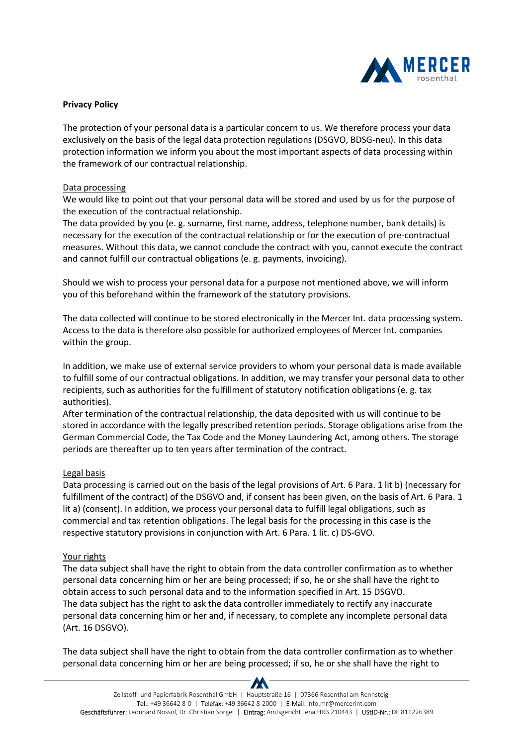**Privacy Policy**

The protection of your personal data is a particular concern to us. We therefore process your data exclusively on the basis of the legal data protection regulations (DSGVO, BDSG-neu). In this data protection information we inform you about the most important aspects of data processing within the framework of our contractual relationship.

<u>Data processing</u>

We would like to point out that your personal data will be stored and used by us for the purpose of the execution of the contractual relationship.

The data provided by you (e. g. surname, first name, address, telephone number, bank details) is necessary for the execution of the contractual relationship or for the execution of pre-contractual measures. Without this data, we cannot conclude the contract with you, cannot execute the contract and cannot fulfill our contractual obligations (e. g. payments, invoicing).

Should we wish to process your personal data for a purpose not mentioned above, we will inform you of this beforehand within the framework of the statutory provisions.

The data collected will continue to be stored electronically in the Mercer Int. data processing system. Access to the data is therefore also possible for authorized employees of Mercer Int. companies within the group.

In addition, we make use of external service providers to whom your personal data is made available to fulfill some of our contractual obligations. In addition, we may transfer your personal data to other recipients, such as authorities for the fulfillment of statutory notification obligations (e. g. tax authorities).

After termination of the contractual relationship, the data deposited with us will continue to be stored in accordance with the legally prescribed retention periods. Storage obligations arise from the German Commercial Code, the Tax Code and the Money Laundering Act, among others. The storage periods are thereafter up to ten years after termination of the contract.

<u>Legal basis</u>

Data processing is carried out on the basis of the legal provisions of Art. 6 Para. 1 lit b) (necessary for fulfillment of the contract) of the DSGVO and, if consent has been given, on the basis of Art. 6 Para. 1 lit a) (consent). In addition, we process your personal data to fulfill legal obligations, such as commercial and tax retention obligations. The legal basis for the processing in this case is the respective statutory provisions in conjunction with Art. 6 Para. 1 lit. c) DS-GVO.

<u>Your rights</u>

The data subject shall have the right to obtain from the data controller confirmation as to whether personal data concerning him or her are being processed; if so, he or she shall have the right to obtain access to such personal data and to the information specified in Art. 15 DSGVO.

The data subject has the right to ask the data controller immediately to rectify any inaccurate personal data concerning him or her and, if necessary, to complete any incomplete personal data (Art. 16 DSGVO).

The data subject shall have the right to obtain from the data controller confirmation as to whether personal data concerning him or her are being processed; if so, he or she shall have the right to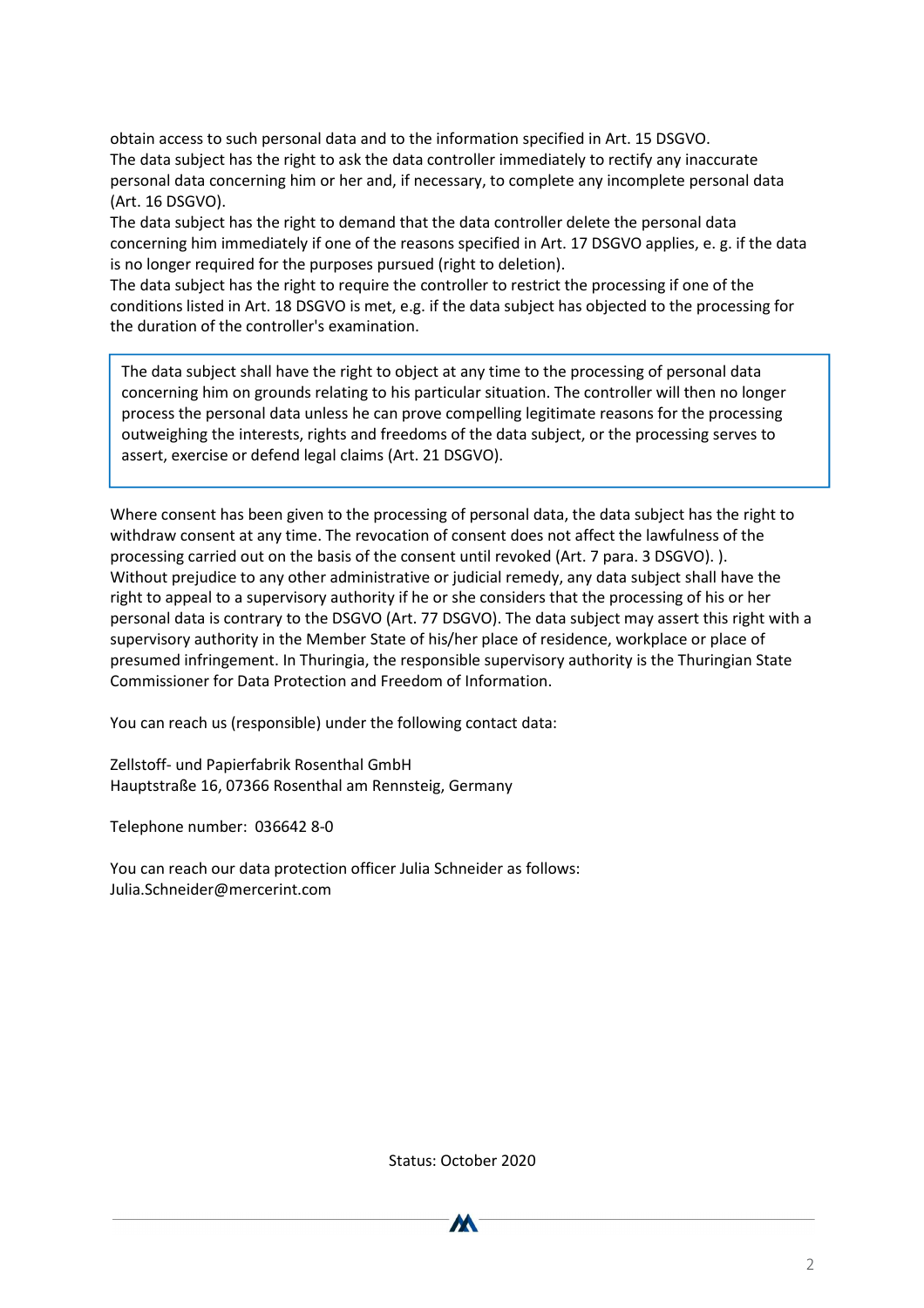obtain access to such personal data and to the information specified in Art. 15 DSGVO.
The data subject has the right to ask the data controller immediately to rectify any inaccurate personal data concerning him or her and, if necessary, to complete any incomplete personal data (Art. 16 DSGVO).
The data subject has the right to demand that the data controller delete the personal data concerning him immediately if one of the reasons specified in Art. 17 DSGVO applies, e. g. if the data is no longer required for the purposes pursued (right to deletion).
The data subject has the right to require the controller to restrict the processing if one of the conditions listed in Art. 18 DSGVO is met, e.g. if the data subject has objected to the processing for the duration of the controller's examination.

The data subject shall have the right to object at any time to the processing of personal data concerning him on grounds relating to his particular situation. The controller will then no longer process the personal data unless he can prove compelling legitimate reasons for the processing outweighing the interests, rights and freedoms of the data subject, or the processing serves to assert, exercise or defend legal claims (Art. 21 DSGVO).

Where consent has been given to the processing of personal data, the data subject has the right to withdraw consent at any time. The revocation of consent does not affect the lawfulness of the processing carried out on the basis of the consent until revoked (Art. 7 para. 3 DSGVO). ).
Without prejudice to any other administrative or judicial remedy, any data subject shall have the right to appeal to a supervisory authority if he or she considers that the processing of his or her personal data is contrary to the DSGVO (Art. 77 DSGVO). The data subject may assert this right with a supervisory authority in the Member State of his/her place of residence, workplace or place of presumed infringement. In Thuringia, the responsible supervisory authority is the Thuringian State Commissioner for Data Protection and Freedom of Information.

You can reach us (responsible) under the following contact data:

Zellstoff- und Papierfabrik Rosenthal GmbH
Hauptstraße 16, 07366 Rosenthal am Rennsteig, Germany

Telephone number: 036642 8-0

You can reach our data protection officer Julia Schneider as follows:
Julia.Schneider@mercerint.com

Status: October 2020